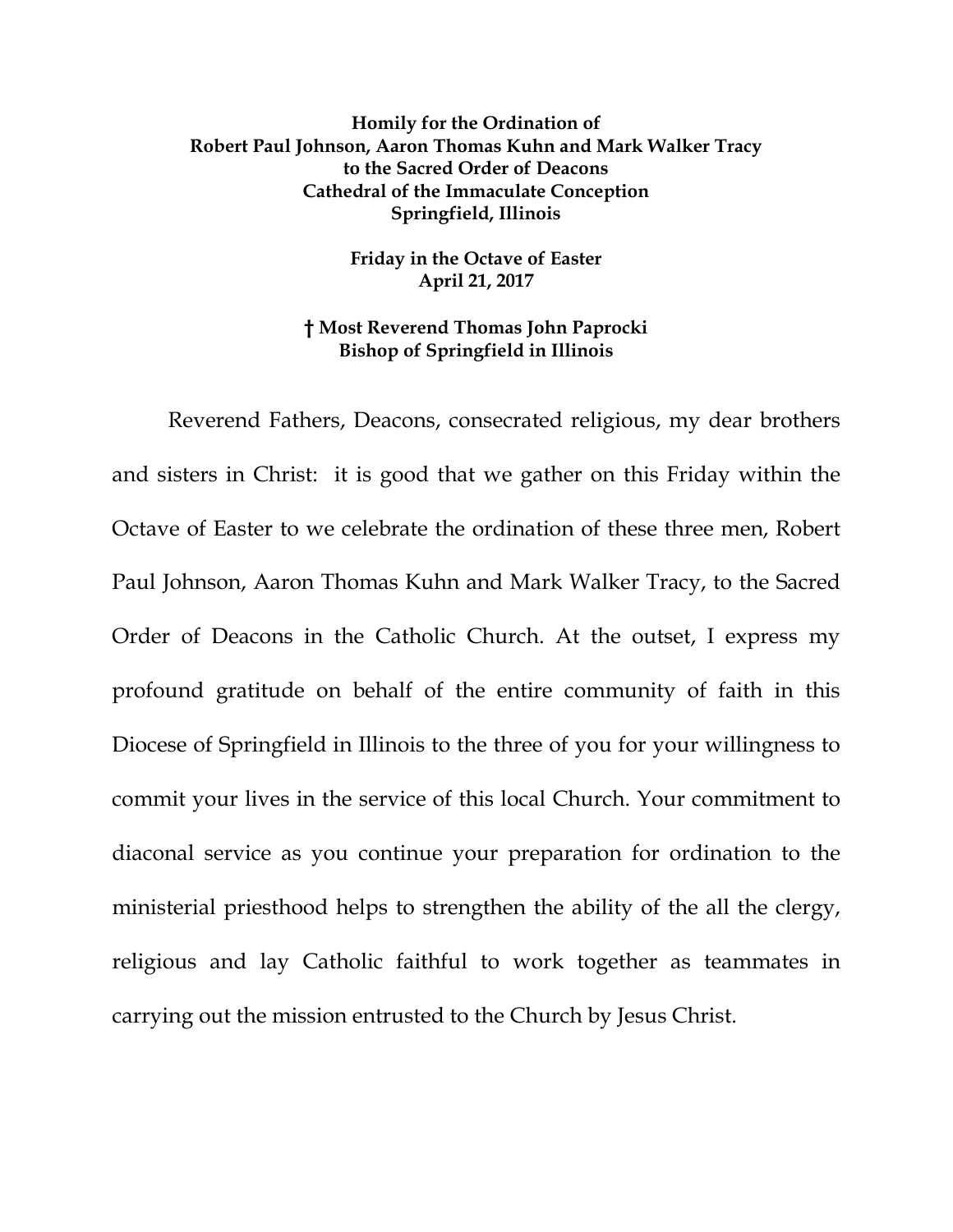**Homily for the Ordination of**
**Robert Paul Johnson, Aaron Thomas Kuhn and Mark Walker Tracy**
**to the Sacred Order of Deacons**
**Cathedral of the Immaculate Conception**
**Springfield, Illinois**

**Friday in the Octave of Easter**
**April 21, 2017**

**† Most Reverend Thomas John Paprocki**
**Bishop of Springfield in Illinois**

Reverend Fathers, Deacons, consecrated religious, my dear brothers and sisters in Christ: it is good that we gather on this Friday within the Octave of Easter to we celebrate the ordination of these three men, Robert Paul Johnson, Aaron Thomas Kuhn and Mark Walker Tracy, to the Sacred Order of Deacons in the Catholic Church. At the outset, I express my profound gratitude on behalf of the entire community of faith in this Diocese of Springfield in Illinois to the three of you for your willingness to commit your lives in the service of this local Church. Your commitment to diaconal service as you continue your preparation for ordination to the ministerial priesthood helps to strengthen the ability of the all the clergy, religious and lay Catholic faithful to work together as teammates in carrying out the mission entrusted to the Church by Jesus Christ.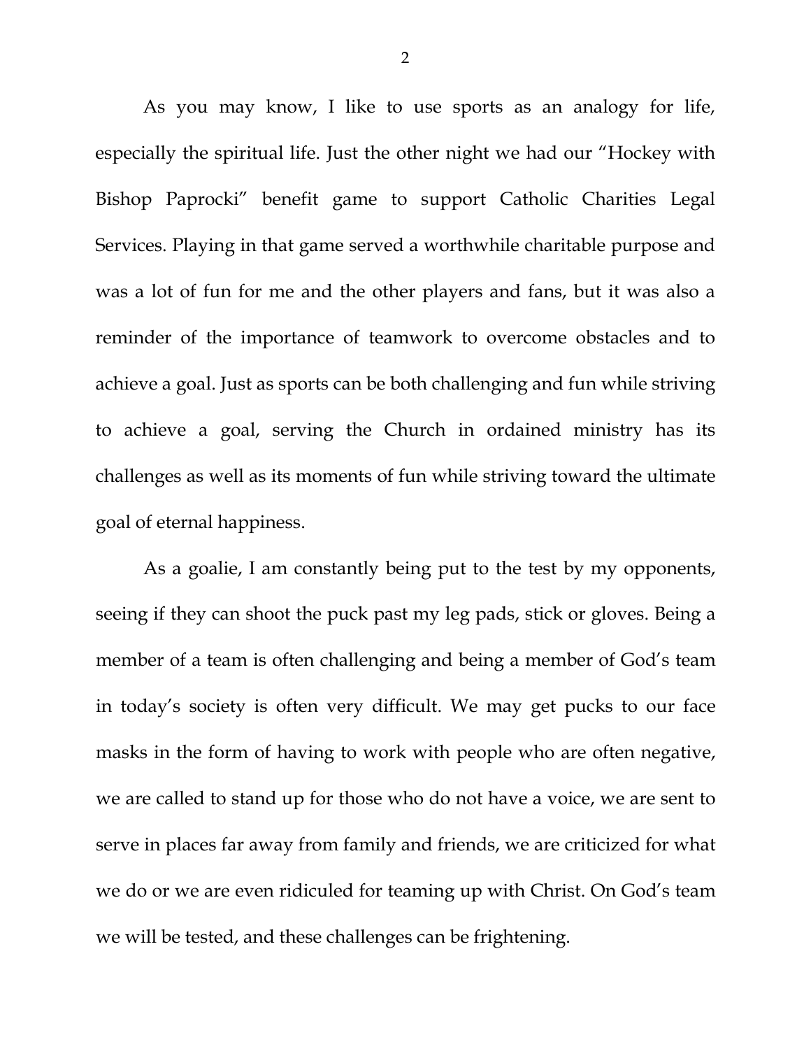As you may know, I like to use sports as an analogy for life, especially the spiritual life. Just the other night we had our "Hockey with Bishop Paprocki" benefit game to support Catholic Charities Legal Services. Playing in that game served a worthwhile charitable purpose and was a lot of fun for me and the other players and fans, but it was also a reminder of the importance of teamwork to overcome obstacles and to achieve a goal. Just as sports can be both challenging and fun while striving to achieve a goal, serving the Church in ordained ministry has its challenges as well as its moments of fun while striving toward the ultimate goal of eternal happiness.

As a goalie, I am constantly being put to the test by my opponents, seeing if they can shoot the puck past my leg pads, stick or gloves. Being a member of a team is often challenging and being a member of God's team in today's society is often very difficult. We may get pucks to our face masks in the form of having to work with people who are often negative, we are called to stand up for those who do not have a voice, we are sent to serve in places far away from family and friends, we are criticized for what we do or we are even ridiculed for teaming up with Christ. On God's team we will be tested, and these challenges can be frightening.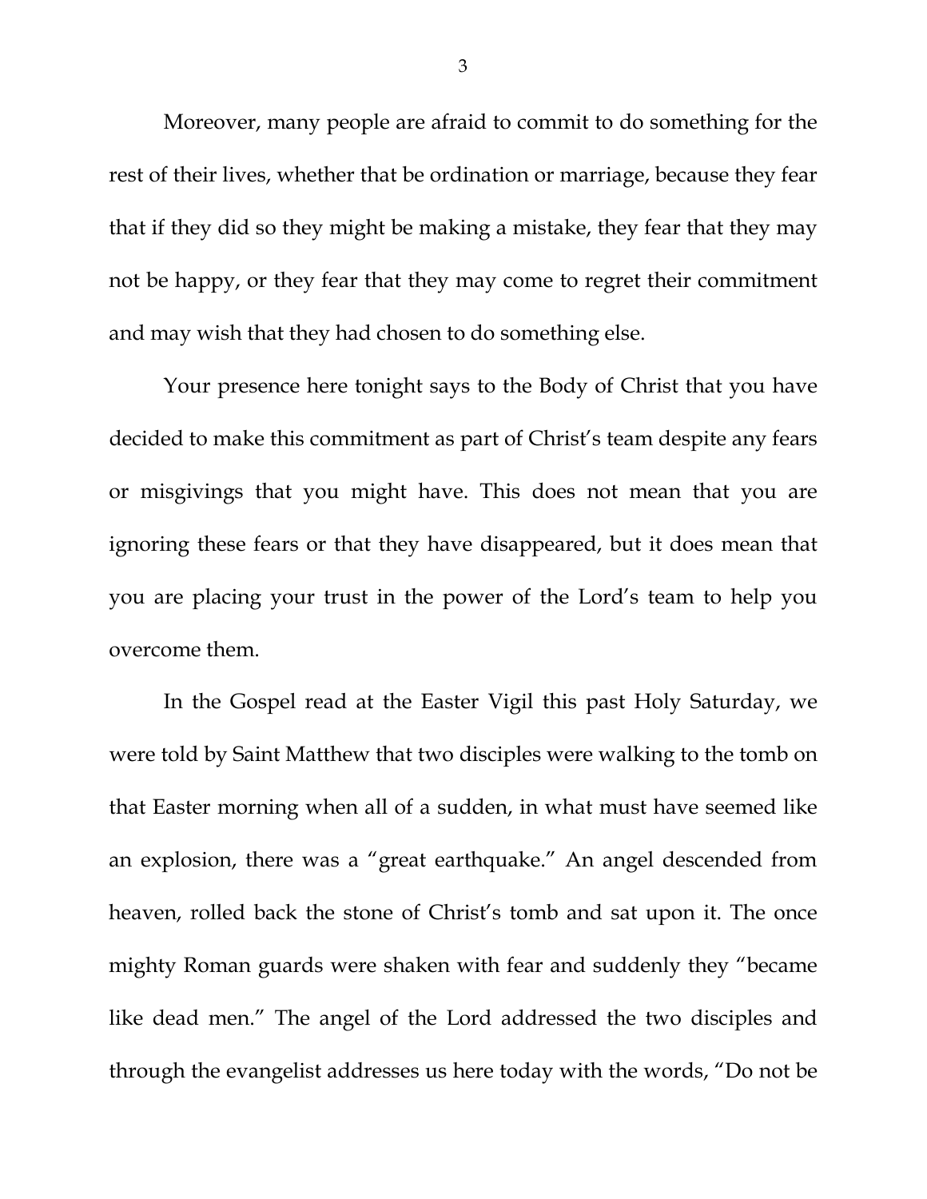Moreover, many people are afraid to commit to do something for the rest of their lives, whether that be ordination or marriage, because they fear that if they did so they might be making a mistake, they fear that they may not be happy, or they fear that they may come to regret their commitment and may wish that they had chosen to do something else.

Your presence here tonight says to the Body of Christ that you have decided to make this commitment as part of Christ's team despite any fears or misgivings that you might have. This does not mean that you are ignoring these fears or that they have disappeared, but it does mean that you are placing your trust in the power of the Lord's team to help you overcome them.

In the Gospel read at the Easter Vigil this past Holy Saturday, we were told by Saint Matthew that two disciples were walking to the tomb on that Easter morning when all of a sudden, in what must have seemed like an explosion, there was a "great earthquake." An angel descended from heaven, rolled back the stone of Christ's tomb and sat upon it. The once mighty Roman guards were shaken with fear and suddenly they "became like dead men." The angel of the Lord addressed the two disciples and through the evangelist addresses us here today with the words, "Do not be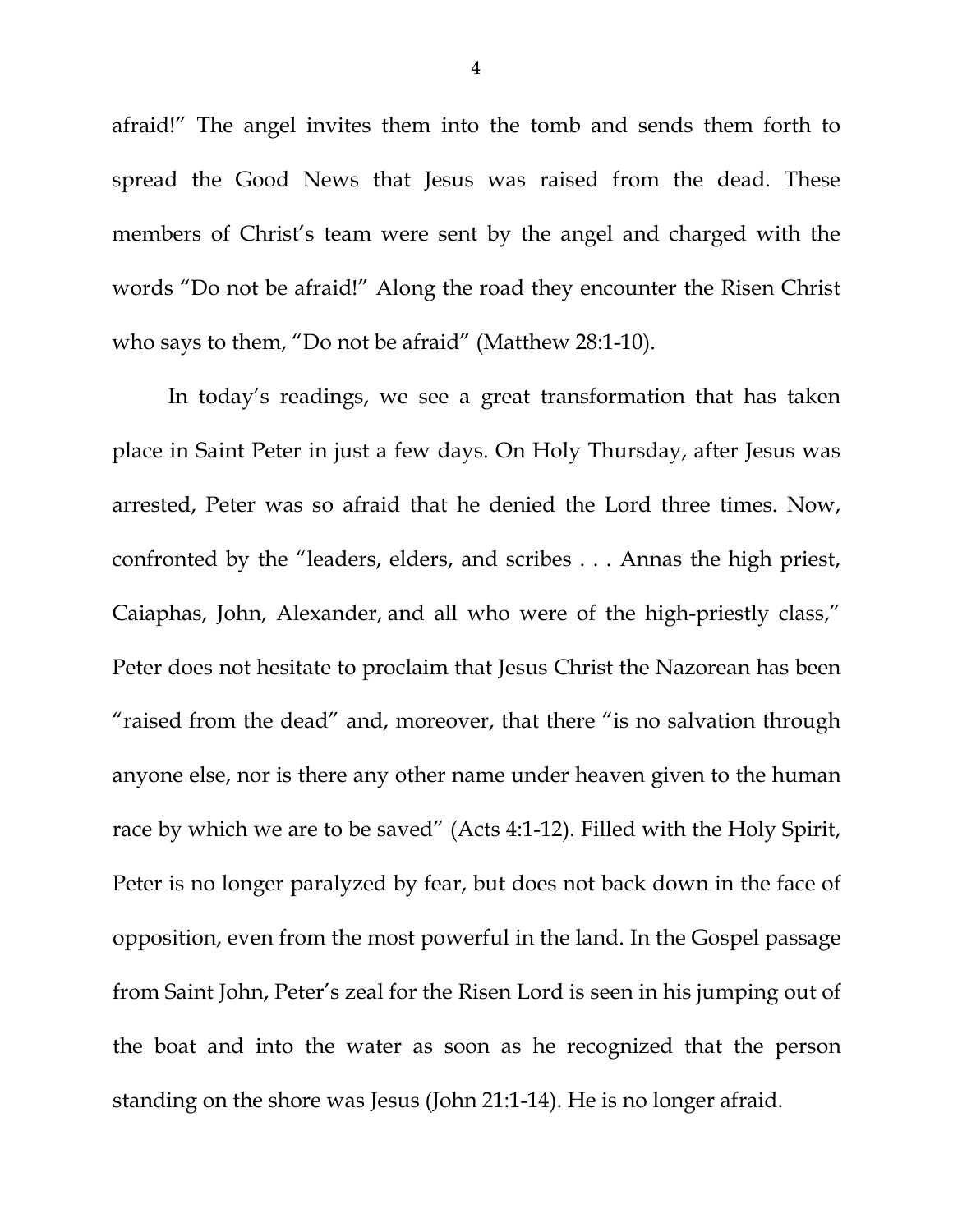afraid!" The angel invites them into the tomb and sends them forth to spread the Good News that Jesus was raised from the dead. These members of Christ's team were sent by the angel and charged with the words "Do not be afraid!" Along the road they encounter the Risen Christ who says to them, "Do not be afraid" (Matthew 28:1-10).

In today's readings, we see a great transformation that has taken place in Saint Peter in just a few days. On Holy Thursday, after Jesus was arrested, Peter was so afraid that he denied the Lord three times. Now, confronted by the "leaders, elders, and scribes . . . Annas the high priest, Caiaphas, John, Alexander, and all who were of the high-priestly class," Peter does not hesitate to proclaim that Jesus Christ the Nazorean has been "raised from the dead" and, moreover, that there "is no salvation through anyone else, nor is there any other name under heaven given to the human race by which we are to be saved" (Acts 4:1-12). Filled with the Holy Spirit, Peter is no longer paralyzed by fear, but does not back down in the face of opposition, even from the most powerful in the land. In the Gospel passage from Saint John, Peter's zeal for the Risen Lord is seen in his jumping out of the boat and into the water as soon as he recognized that the person standing on the shore was Jesus (John 21:1-14). He is no longer afraid.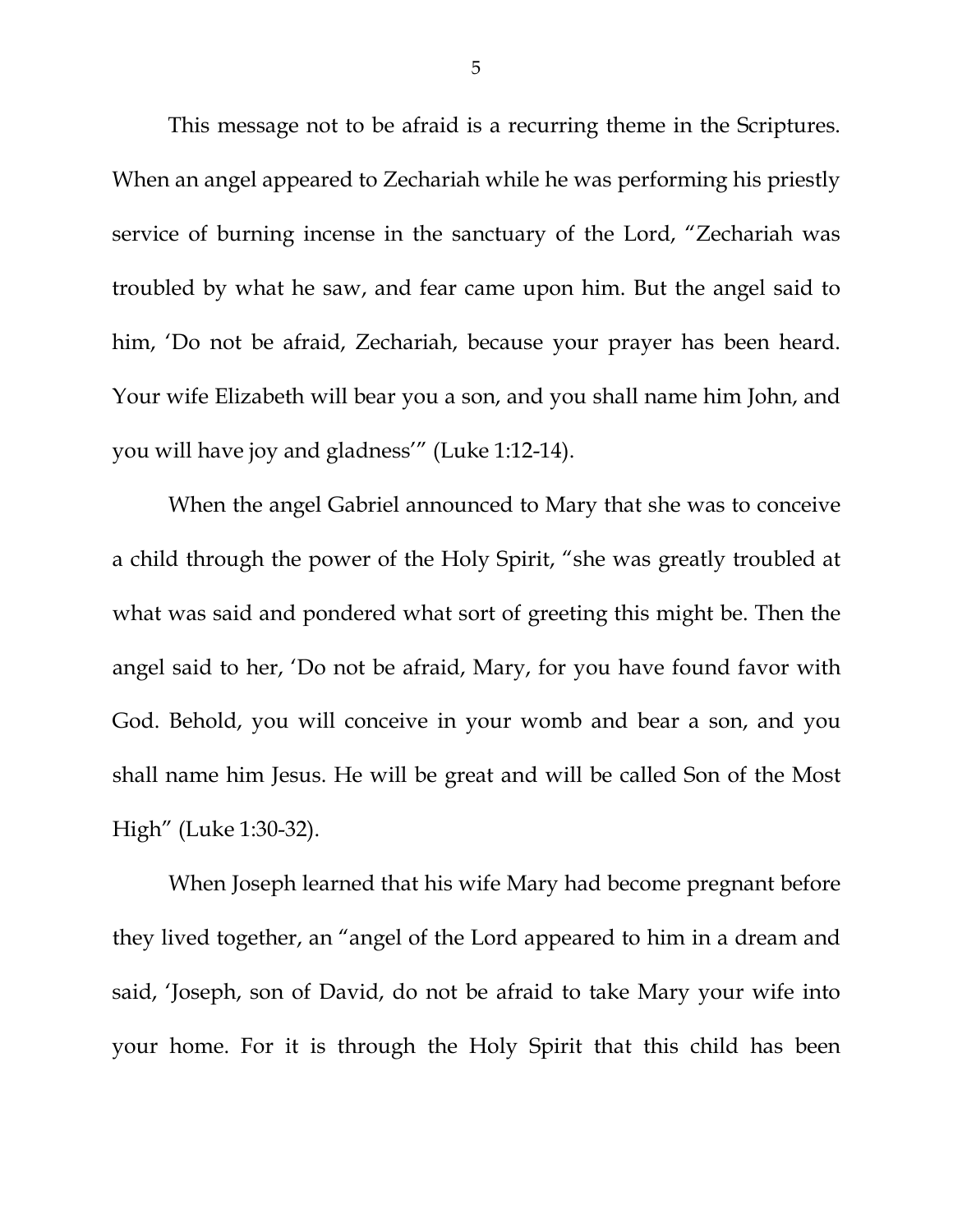This message not to be afraid is a recurring theme in the Scriptures. When an angel appeared to Zechariah while he was performing his priestly service of burning incense in the sanctuary of the Lord, "Zechariah was troubled by what he saw, and fear came upon him. But the angel said to him, 'Do not be afraid, Zechariah, because your prayer has been heard. Your wife Elizabeth will bear you a son, and you shall name him John, and you will have joy and gladness'" (Luke 1:12-14).

When the angel Gabriel announced to Mary that she was to conceive a child through the power of the Holy Spirit, "she was greatly troubled at what was said and pondered what sort of greeting this might be. Then the angel said to her, 'Do not be afraid, Mary, for you have found favor with God. Behold, you will conceive in your womb and bear a son, and you shall name him Jesus. He will be great and will be called Son of the Most High" (Luke 1:30-32).

When Joseph learned that his wife Mary had become pregnant before they lived together, an "angel of the Lord appeared to him in a dream and said, 'Joseph, son of David, do not be afraid to take Mary your wife into your home. For it is through the Holy Spirit that this child has been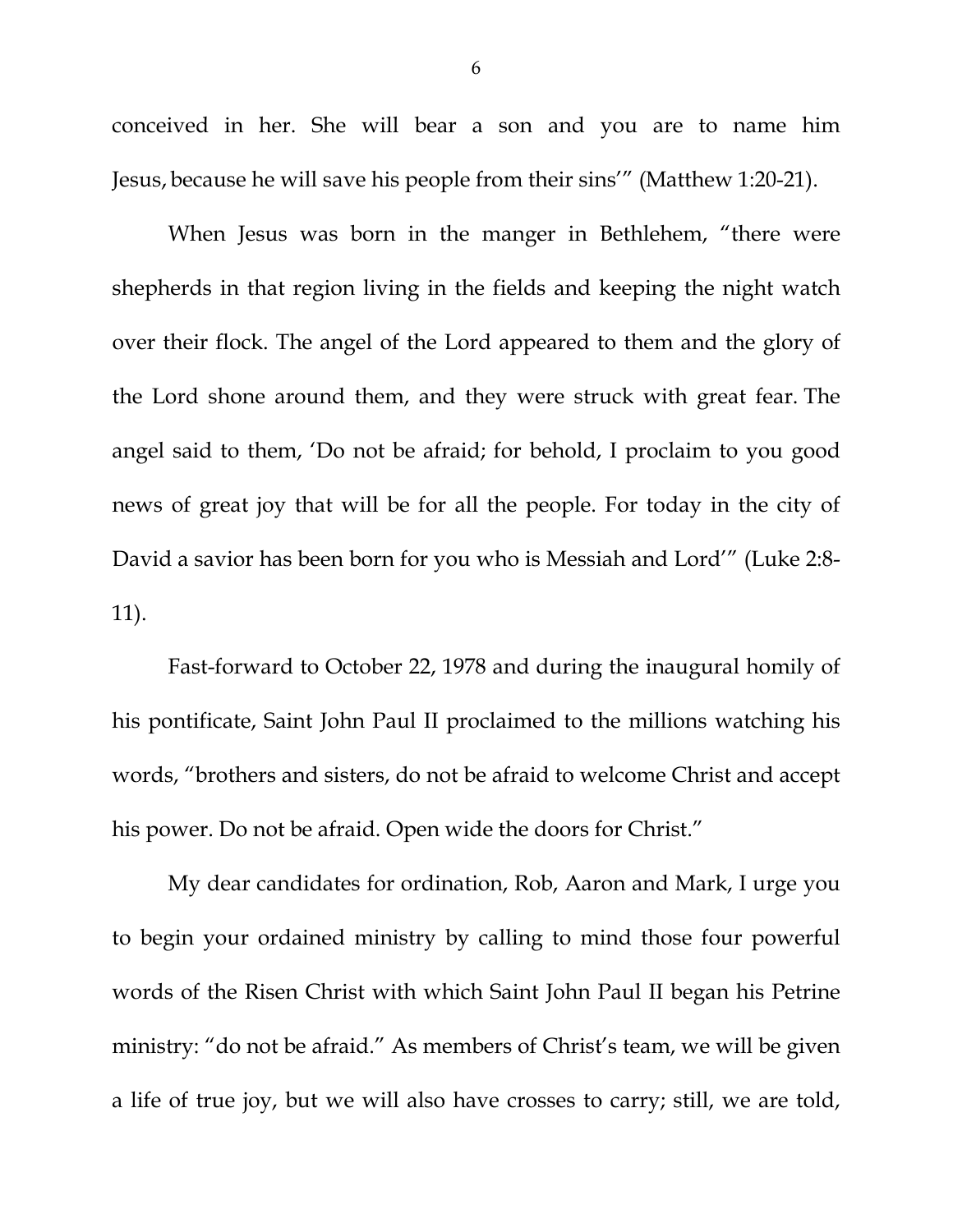conceived in her. She will bear a son and you are to name him Jesus, because he will save his people from their sins'" (Matthew 1:20-21).

When Jesus was born in the manger in Bethlehem, "there were shepherds in that region living in the fields and keeping the night watch over their flock. The angel of the Lord appeared to them and the glory of the Lord shone around them, and they were struck with great fear. The angel said to them, 'Do not be afraid; for behold, I proclaim to you good news of great joy that will be for all the people. For today in the city of David a savior has been born for you who is Messiah and Lord'" (Luke 2:8-11).

Fast-forward to October 22, 1978 and during the inaugural homily of his pontificate, Saint John Paul II proclaimed to the millions watching his words, "brothers and sisters, do not be afraid to welcome Christ and accept his power. Do not be afraid. Open wide the doors for Christ."

My dear candidates for ordination, Rob, Aaron and Mark, I urge you to begin your ordained ministry by calling to mind those four powerful words of the Risen Christ with which Saint John Paul II began his Petrine ministry: "do not be afraid." As members of Christ's team, we will be given a life of true joy, but we will also have crosses to carry; still, we are told,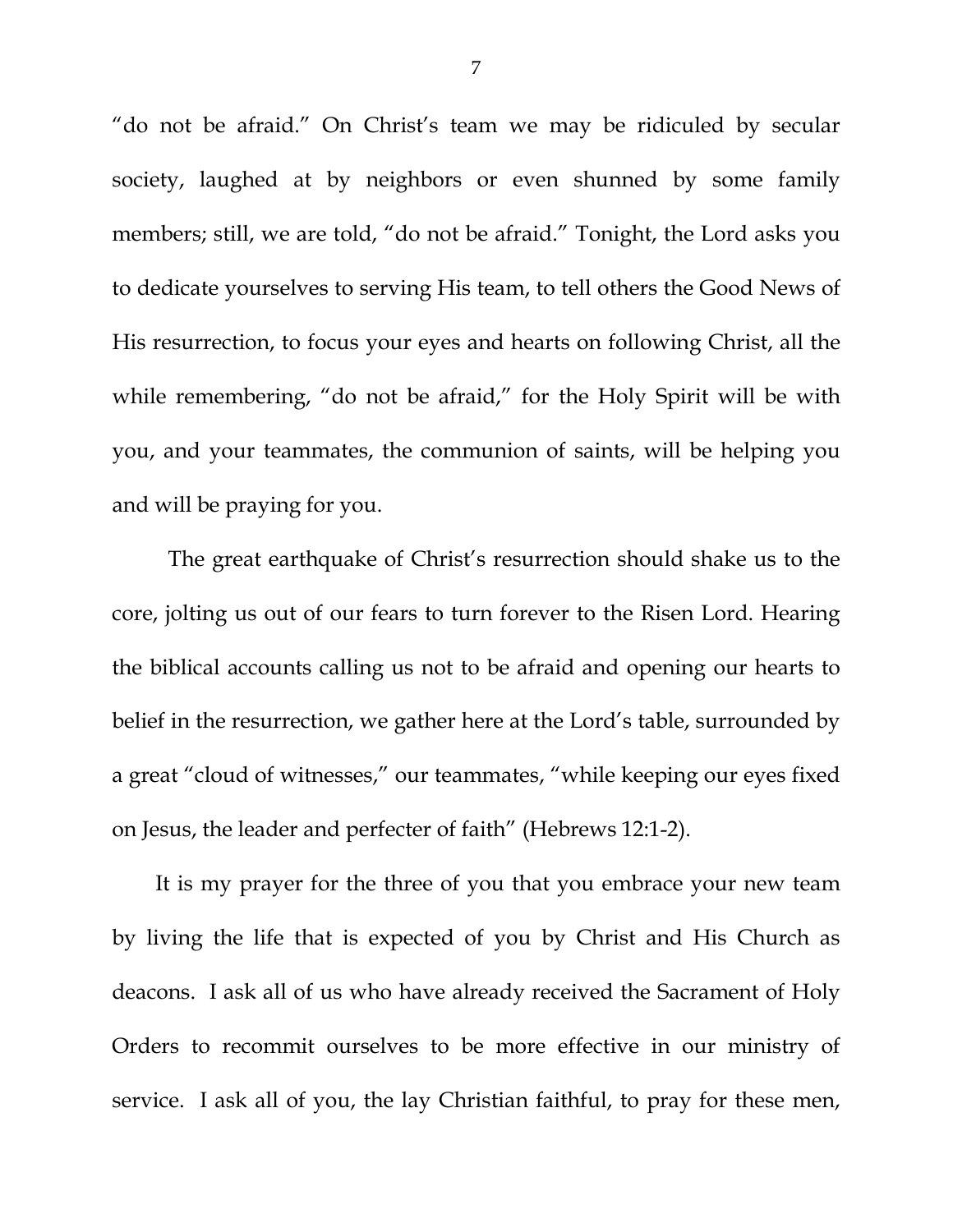"do not be afraid." On Christ's team we may be ridiculed by secular society, laughed at by neighbors or even shunned by some family members; still, we are told, "do not be afraid." Tonight, the Lord asks you to dedicate yourselves to serving His team, to tell others the Good News of His resurrection, to focus your eyes and hearts on following Christ, all the while remembering, "do not be afraid," for the Holy Spirit will be with you, and your teammates, the communion of saints, will be helping you and will be praying for you.

The great earthquake of Christ's resurrection should shake us to the core, jolting us out of our fears to turn forever to the Risen Lord. Hearing the biblical accounts calling us not to be afraid and opening our hearts to belief in the resurrection, we gather here at the Lord's table, surrounded by a great "cloud of witnesses," our teammates, "while keeping our eyes fixed on Jesus, the leader and perfecter of faith" (Hebrews 12:1-2).

It is my prayer for the three of you that you embrace your new team by living the life that is expected of you by Christ and His Church as deacons. I ask all of us who have already received the Sacrament of Holy Orders to recommit ourselves to be more effective in our ministry of service. I ask all of you, the lay Christian faithful, to pray for these men,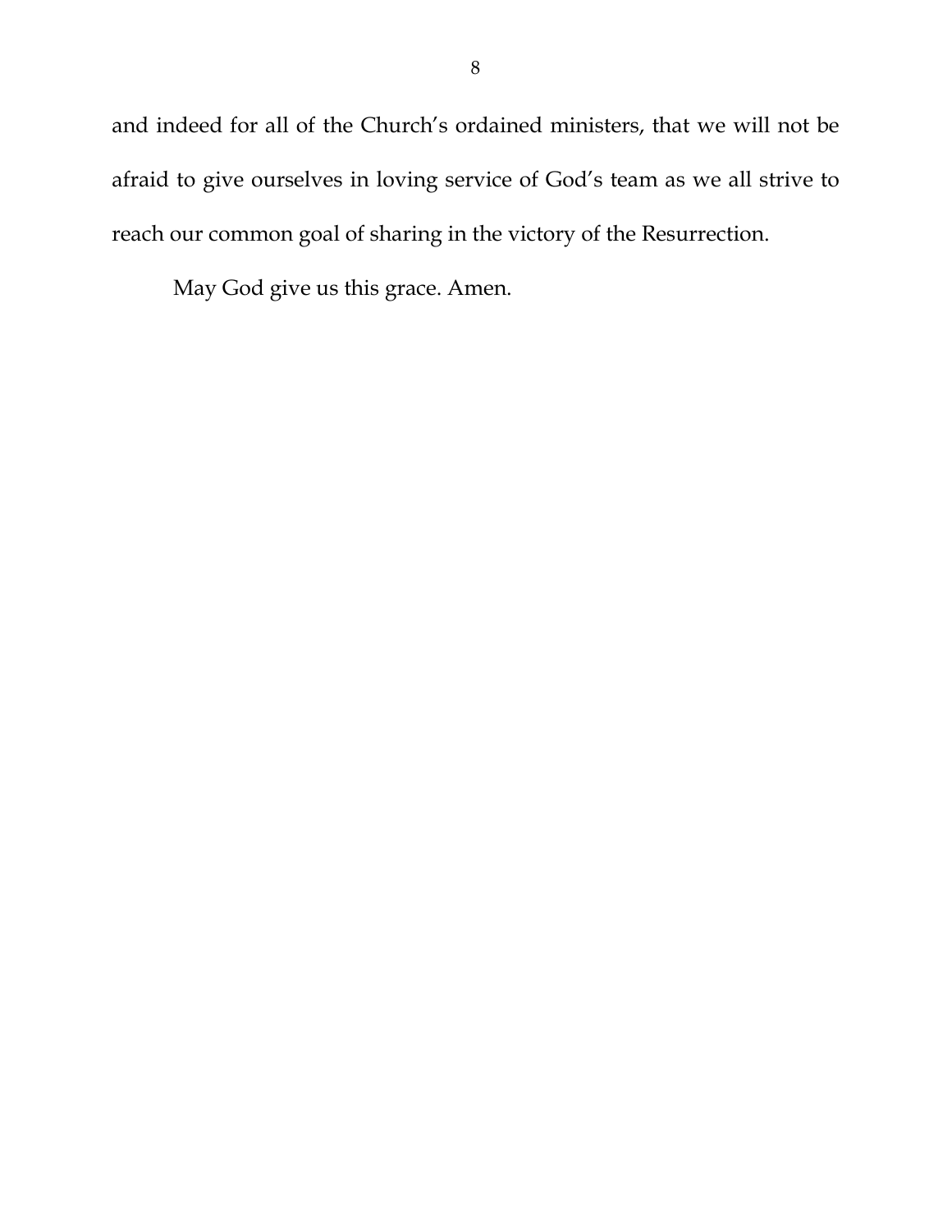and indeed for all of the Church's ordained ministers, that we will not be afraid to give ourselves in loving service of God's team as we all strive to reach our common goal of sharing in the victory of the Resurrection.

May God give us this grace. Amen.